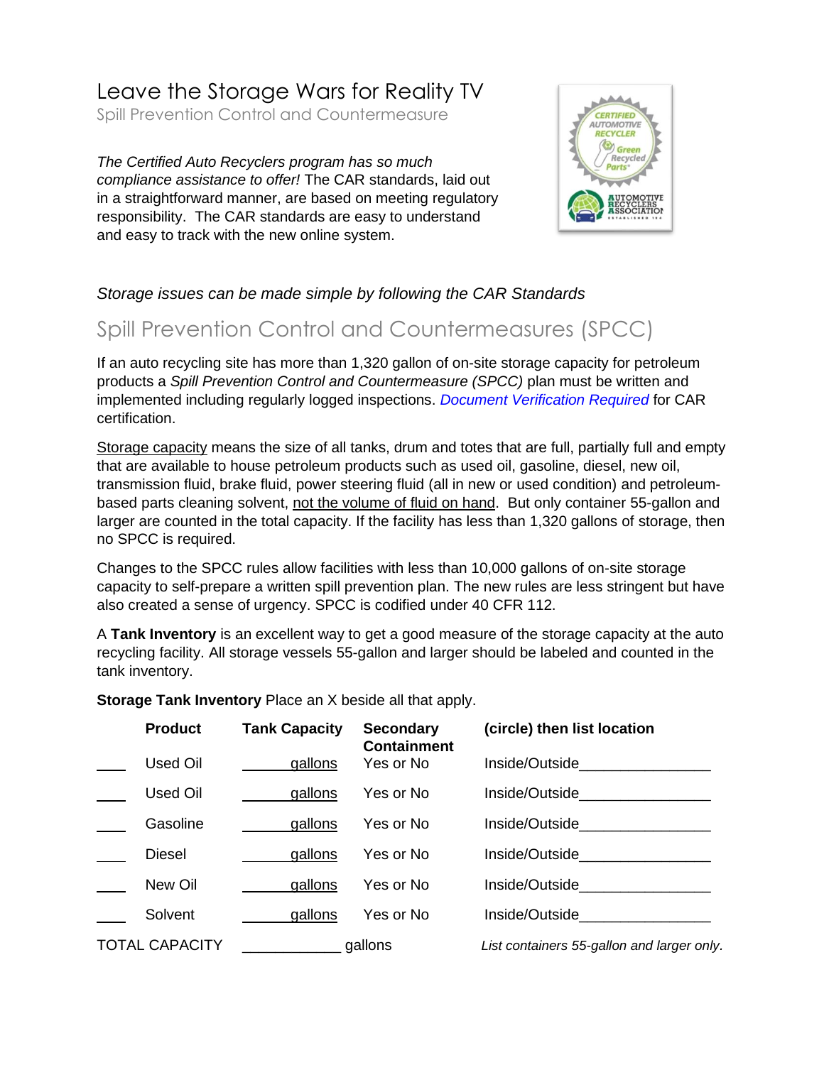# Leave the Storage Wars for Reality TV

Spill Prevention Control and Countermeasure

*The Certified Auto Recyclers program has so much compliance assistance to offer!* The CAR standards, laid out in a straightforward manner, are based on meeting regulatory responsibility. The CAR standards are easy to understand and easy to track with the new online system.

*Storage issues can be made simple by following the CAR Standards*

## Spill Prevention Control and Countermeasures (SPCC)

If an auto recycling site has more than 1,320 gallon of on-site storage capacity for petroleum products a *Spill Prevention Control and Countermeasure (SPCC)* plan must be written and implemented including regularly logged inspections. *Document Verification Required* for CAR certification.

Storage capacity means the size of all tanks, drum and totes that are full, partially full and empty that are available to house petroleum products such as used oil, gasoline, diesel, new oil, transmission fluid, brake fluid, power steering fluid (all in new or used condition) and petroleum-based parts cleaning solvent, not the volume of fluid on hand. But only container 55-gallon and larger are counted in the total capacity. If the facility has less than 1,320 gallons of storage, then no SPCC is required.

Changes to the SPCC rules allow facilities with less than 10,000 gallons of on-site storage capacity to self-prepare a written spill prevention plan. The new rules are less stringent but have also created a sense of urgency. SPCC is codified under 40 CFR 112.

A **Tank Inventory** is an excellent way to get a good measure of the storage capacity at the auto recycling facility. All storage vessels 55-gallon and larger should be labeled and counted in the tank inventory.

**Storage Tank Inventory** Place an X beside all that apply.

| | Product | Tank Capacity | Secondary Containment | (circle) then list location |
|---|---|---|---|---|
| ____ | Used Oil | ______ gallons | Yes or No | Inside/Outside________________ |
| ____ | Used Oil | ______ gallons | Yes or No | Inside/Outside________________ |
| ____ | Gasoline | ______ gallons | Yes or No | Inside/Outside________________ |
| ____ | Diesel | ______ gallons | Yes or No | Inside/Outside________________ |
| ____ | New Oil | ______ gallons | Yes or No | Inside/Outside________________ |
| ____ | Solvent | ______ gallons | Yes or No | Inside/Outside________________ |
| TOTAL CAPACITY | | ____________ gallons | | *List containers 55-gallon and larger only.* |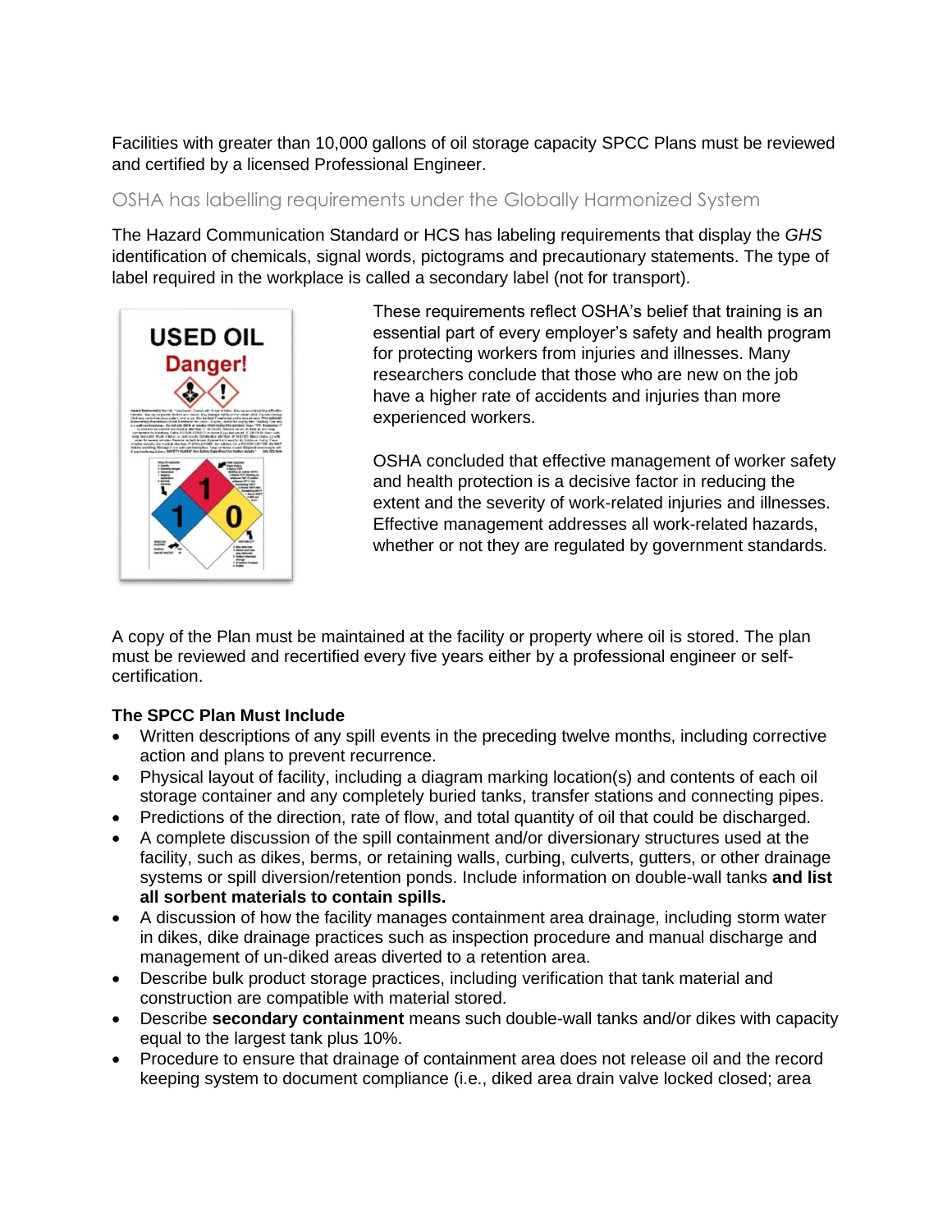Facilities with greater than 10,000 gallons of oil storage capacity SPCC Plans must be reviewed and certified by a licensed Professional Engineer.

## OSHA has labelling requirements under the Globally Harmonized System

The Hazard Communication Standard or HCS has labeling requirements that display the *GHS* identification of chemicals, signal words, pictograms and precautionary statements. The type of label required in the workplace is called a secondary label (not for transport).

These requirements reflect OSHA's belief that training is an essential part of every employer's safety and health program for protecting workers from injuries and illnesses. Many researchers conclude that those who are new on the job have a higher rate of accidents and injuries than more experienced workers.

OSHA concluded that effective management of worker safety and health protection is a decisive factor in reducing the extent and the severity of work-related injuries and illnesses. Effective management addresses all work-related hazards, whether or not they are regulated by government standards.

A copy of the Plan must be maintained at the facility or property where oil is stored. The plan must be reviewed and recertified every five years either by a professional engineer or self-certification.

**The SPCC Plan Must Include**

- Written descriptions of any spill events in the preceding twelve months, including corrective action and plans to prevent recurrence.
- Physical layout of facility, including a diagram marking location(s) and contents of each oil storage container and any completely buried tanks, transfer stations and connecting pipes.
- Predictions of the direction, rate of flow, and total quantity of oil that could be discharged.
- A complete discussion of the spill containment and/or diversionary structures used at the facility, such as dikes, berms, or retaining walls, curbing, culverts, gutters, or other drainage systems or spill diversion/retention ponds. Include information on double-wall tanks **and list all sorbent materials to contain spills.**
- A discussion of how the facility manages containment area drainage, including storm water in dikes, dike drainage practices such as inspection procedure and manual discharge and management of un-diked areas diverted to a retention area.
- Describe bulk product storage practices, including verification that tank material and construction are compatible with material stored.
- Describe **secondary containment** means such double-wall tanks and/or dikes with capacity equal to the largest tank plus 10%.
- Procedure to ensure that drainage of containment area does not release oil and the record keeping system to document compliance (i.e., diked area drain valve locked closed; area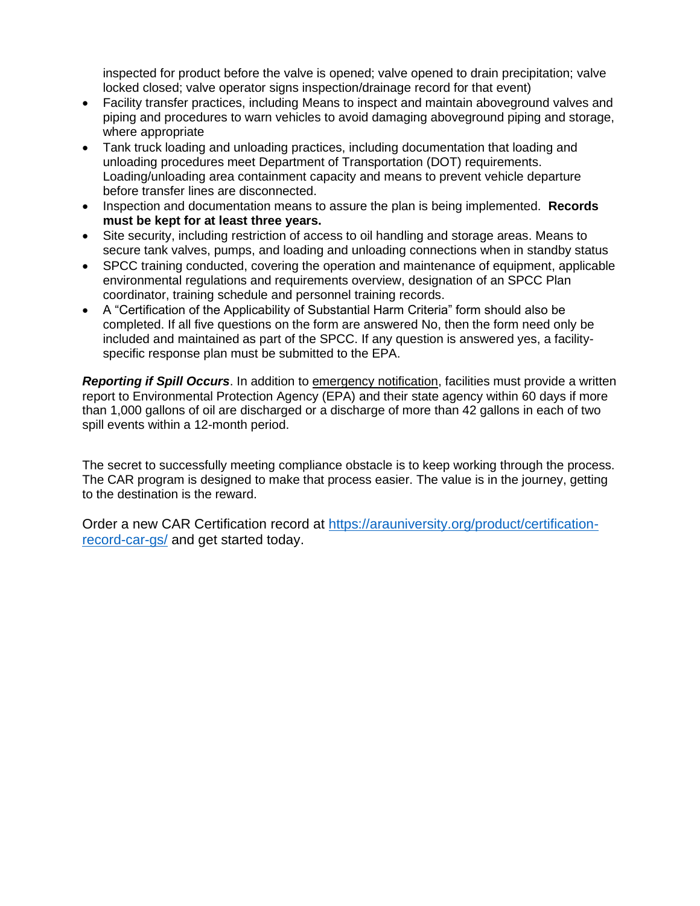inspected for product before the valve is opened; valve opened to drain precipitation; valve locked closed; valve operator signs inspection/drainage record for that event)

- Facility transfer practices, including Means to inspect and maintain aboveground valves and piping and procedures to warn vehicles to avoid damaging aboveground piping and storage, where appropriate
- Tank truck loading and unloading practices, including documentation that loading and unloading procedures meet Department of Transportation (DOT) requirements. Loading/unloading area containment capacity and means to prevent vehicle departure before transfer lines are disconnected.
- Inspection and documentation means to assure the plan is being implemented. **Records must be kept for at least three years.**
- Site security, including restriction of access to oil handling and storage areas. Means to secure tank valves, pumps, and loading and unloading connections when in standby status
- SPCC training conducted, covering the operation and maintenance of equipment, applicable environmental regulations and requirements overview, designation of an SPCC Plan coordinator, training schedule and personnel training records.
- A "Certification of the Applicability of Substantial Harm Criteria" form should also be completed. If all five questions on the form are answered No, then the form need only be included and maintained as part of the SPCC. If any question is answered yes, a facility-specific response plan must be submitted to the EPA.

***Reporting if Spill Occurs***. In addition to emergency notification, facilities must provide a written report to Environmental Protection Agency (EPA) and their state agency within 60 days if more than 1,000 gallons of oil are discharged or a discharge of more than 42 gallons in each of two spill events within a 12-month period.

The secret to successfully meeting compliance obstacle is to keep working through the process. The CAR program is designed to make that process easier. The value is in the journey, getting to the destination is the reward.

Order a new CAR Certification record at [https://arauniversity.org/product/certification-record-car-gs/](https://arauniversity.org/product/certification-record-car-gs/) and get started today.